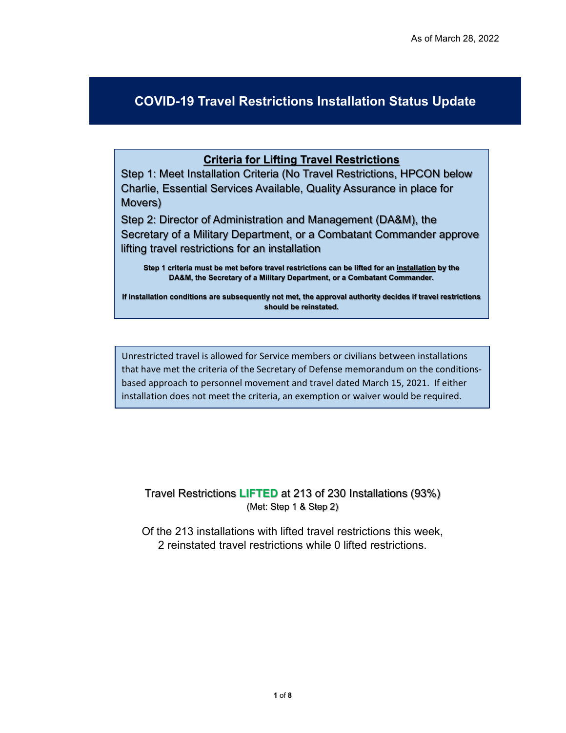As of March 28, 2022

# COVID-19 Travel Restrictions Installation Status Update

## Criteria for Lifting Travel Restrictions

Step 1: Meet Installation Criteria (No Travel Restrictions, HPCON below Charlie, Essential Services Available, Quality Assurance in place for Movers)

Step 2: Director of Administration and Management (DA&M), the Secretary of a Military Department, or a Combatant Commander approve lifting travel restrictions for an installation

**Step 1 criteria must be met before travel restrictions can be lifted for an installation by the DA&M, the Secretary of a Military Department, or a Combatant Commander.**

**If installation conditions are subsequently not met, the approval authority decides if travel restrictions should be reinstated.**

Unrestricted travel is allowed for Service members or civilians between installations that have met the criteria of the Secretary of Defense memorandum on the conditions-based approach to personnel movement and travel dated March 15, 2021. If either installation does not meet the criteria, an exemption or waiver would be required.

Travel Restrictions **LIFTED** at 213 of 230 Installations (93%)
(Met: Step 1 & Step 2)

Of the 213 installations with lifted travel restrictions this week, 2 reinstated travel restrictions while 0 lifted restrictions.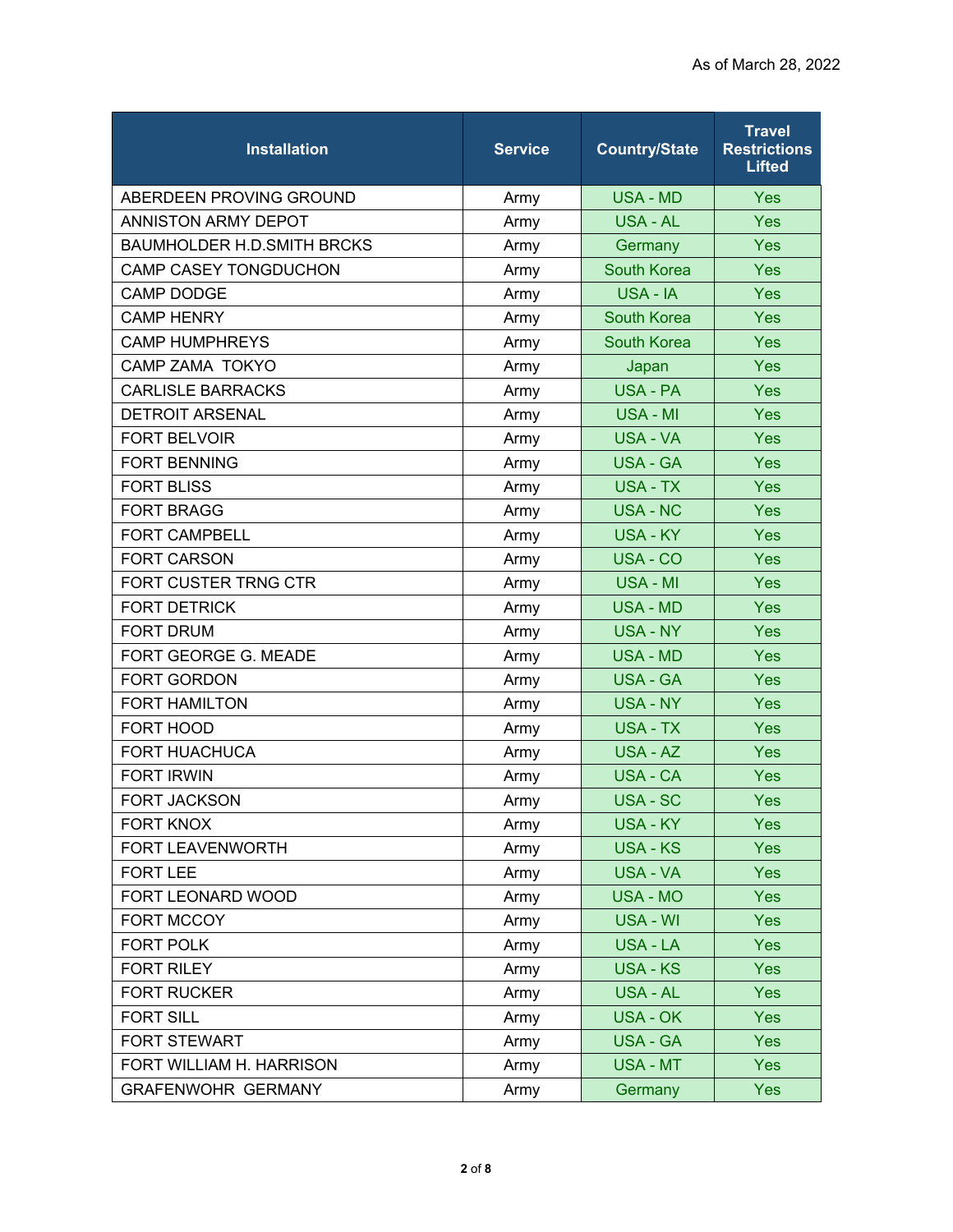As of March 28, 2022

| Installation | Service | Country/State | Travel Restrictions Lifted |
|---|---|---|---|
| ABERDEEN PROVING GROUND | Army | USA - MD | Yes |
| ANNISTON ARMY DEPOT | Army | USA - AL | Yes |
| BAUMHOLDER H.D.SMITH BRCKS | Army | Germany | Yes |
| CAMP CASEY TONGDUCHON | Army | South Korea | Yes |
| CAMP DODGE | Army | USA - IA | Yes |
| CAMP HENRY | Army | South Korea | Yes |
| CAMP HUMPHREYS | Army | South Korea | Yes |
| CAMP ZAMA TOKYO | Army | Japan | Yes |
| CARLISLE BARRACKS | Army | USA - PA | Yes |
| DETROIT ARSENAL | Army | USA - MI | Yes |
| FORT BELVOIR | Army | USA - VA | Yes |
| FORT BENNING | Army | USA - GA | Yes |
| FORT BLISS | Army | USA - TX | Yes |
| FORT BRAGG | Army | USA - NC | Yes |
| FORT CAMPBELL | Army | USA - KY | Yes |
| FORT CARSON | Army | USA - CO | Yes |
| FORT CUSTER TRNG CTR | Army | USA - MI | Yes |
| FORT DETRICK | Army | USA - MD | Yes |
| FORT DRUM | Army | USA - NY | Yes |
| FORT GEORGE G. MEADE | Army | USA - MD | Yes |
| FORT GORDON | Army | USA - GA | Yes |
| FORT HAMILTON | Army | USA - NY | Yes |
| FORT HOOD | Army | USA - TX | Yes |
| FORT HUACHUCA | Army | USA - AZ | Yes |
| FORT IRWIN | Army | USA - CA | Yes |
| FORT JACKSON | Army | USA - SC | Yes |
| FORT KNOX | Army | USA - KY | Yes |
| FORT LEAVENWORTH | Army | USA - KS | Yes |
| FORT LEE | Army | USA - VA | Yes |
| FORT LEONARD WOOD | Army | USA - MO | Yes |
| FORT MCCOY | Army | USA - WI | Yes |
| FORT POLK | Army | USA - LA | Yes |
| FORT RILEY | Army | USA - KS | Yes |
| FORT RUCKER | Army | USA - AL | Yes |
| FORT SILL | Army | USA - OK | Yes |
| FORT STEWART | Army | USA - GA | Yes |
| FORT WILLIAM H. HARRISON | Army | USA - MT | Yes |
| GRAFENWOHR GERMANY | Army | Germany | Yes |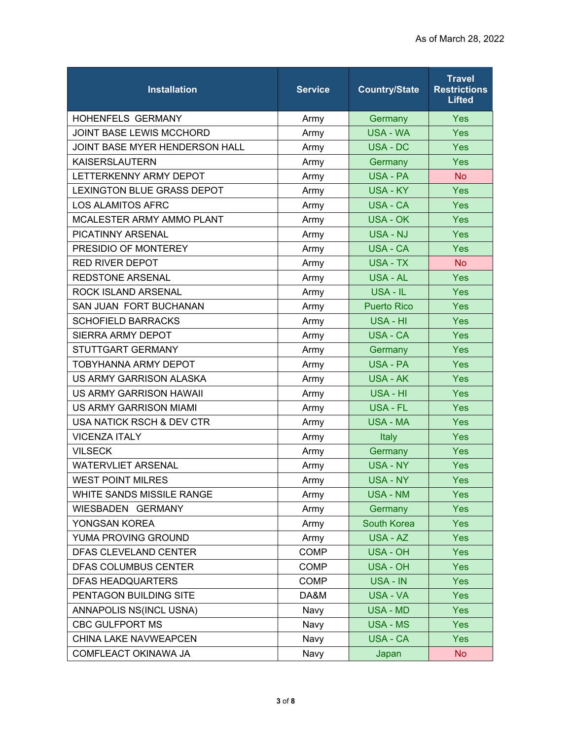As of March 28, 2022

| Installation | Service | Country/State | Travel Restrictions Lifted |
|---|---|---|---|
| HOHENFELS  GERMANY | Army | Germany | Yes |
| JOINT BASE LEWIS MCCHORD | Army | USA - WA | Yes |
| JOINT BASE MYER HENDERSON HALL | Army | USA - DC | Yes |
| KAISERSLAUTERN | Army | Germany | Yes |
| LETTERKENNY ARMY DEPOT | Army | USA - PA | No |
| LEXINGTON BLUE GRASS DEPOT | Army | USA - KY | Yes |
| LOS ALAMITOS AFRC | Army | USA - CA | Yes |
| MCALESTER ARMY AMMO PLANT | Army | USA - OK | Yes |
| PICATINNY ARSENAL | Army | USA - NJ | Yes |
| PRESIDIO OF MONTEREY | Army | USA - CA | Yes |
| RED RIVER DEPOT | Army | USA - TX | No |
| REDSTONE ARSENAL | Army | USA - AL | Yes |
| ROCK ISLAND ARSENAL | Army | USA - IL | Yes |
| SAN JUAN  FORT BUCHANAN | Army | Puerto Rico | Yes |
| SCHOFIELD BARRACKS | Army | USA - HI | Yes |
| SIERRA ARMY DEPOT | Army | USA - CA | Yes |
| STUTTGART GERMANY | Army | Germany | Yes |
| TOBYHANNA ARMY DEPOT | Army | USA - PA | Yes |
| US ARMY GARRISON ALASKA | Army | USA - AK | Yes |
| US ARMY GARRISON HAWAII | Army | USA - HI | Yes |
| US ARMY GARRISON MIAMI | Army | USA - FL | Yes |
| USA NATICK RSCH & DEV CTR | Army | USA - MA | Yes |
| VICENZA ITALY | Army | Italy | Yes |
| VILSECK | Army | Germany | Yes |
| WATERVLIET ARSENAL | Army | USA - NY | Yes |
| WEST POINT MILRES | Army | USA - NY | Yes |
| WHITE SANDS MISSILE RANGE | Army | USA - NM | Yes |
| WIESBADEN   GERMANY | Army | Germany | Yes |
| YONGSAN KOREA | Army | South Korea | Yes |
| YUMA PROVING GROUND | Army | USA - AZ | Yes |
| DFAS CLEVELAND CENTER | COMP | USA - OH | Yes |
| DFAS COLUMBUS CENTER | COMP | USA - OH | Yes |
| DFAS HEADQUARTERS | COMP | USA - IN | Yes |
| PENTAGON BUILDING SITE | DA&M | USA - VA | Yes |
| ANNAPOLIS NS(INCL USNA) | Navy | USA - MD | Yes |
| CBC GULFPORT MS | Navy | USA - MS | Yes |
| CHINA LAKE NAVWEAPCEN | Navy | USA - CA | Yes |
| COMFLEACT OKINAWA JA | Navy | Japan | No |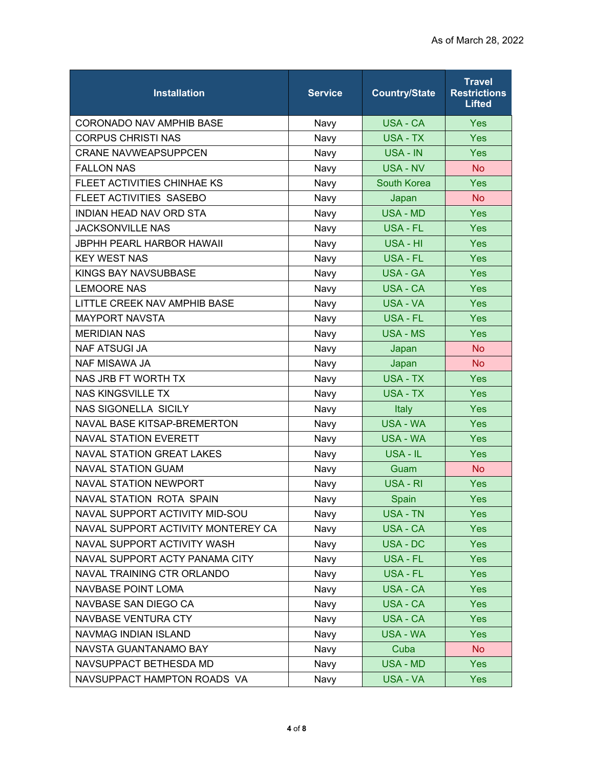As of March 28, 2022

| Installation | Service | Country/State | Travel Restrictions Lifted |
|---|---|---|---|
| CORONADO NAV AMPHIB BASE | Navy | USA - CA | Yes |
| CORPUS CHRISTI NAS | Navy | USA - TX | Yes |
| CRANE NAVWEAPSUPPCEN | Navy | USA - IN | Yes |
| FALLON NAS | Navy | USA - NV | No |
| FLEET ACTIVITIES CHINHAE KS | Navy | South Korea | Yes |
| FLEET ACTIVITIES SASEBO | Navy | Japan | No |
| INDIAN HEAD NAV ORD STA | Navy | USA - MD | Yes |
| JACKSONVILLE NAS | Navy | USA - FL | Yes |
| JBPHH PEARL HARBOR HAWAII | Navy | USA - HI | Yes |
| KEY WEST NAS | Navy | USA - FL | Yes |
| KINGS BAY NAVSUBBASE | Navy | USA - GA | Yes |
| LEMOORE NAS | Navy | USA - CA | Yes |
| LITTLE CREEK NAV AMPHIB BASE | Navy | USA - VA | Yes |
| MAYPORT NAVSTA | Navy | USA - FL | Yes |
| MERIDIAN NAS | Navy | USA - MS | Yes |
| NAF ATSUGI JA | Navy | Japan | No |
| NAF MISAWA JA | Navy | Japan | No |
| NAS JRB FT WORTH TX | Navy | USA - TX | Yes |
| NAS KINGSVILLE TX | Navy | USA - TX | Yes |
| NAS SIGONELLA SICILY | Navy | Italy | Yes |
| NAVAL BASE KITSAP-BREMERTON | Navy | USA - WA | Yes |
| NAVAL STATION EVERETT | Navy | USA - WA | Yes |
| NAVAL STATION GREAT LAKES | Navy | USA - IL | Yes |
| NAVAL STATION GUAM | Navy | Guam | No |
| NAVAL STATION NEWPORT | Navy | USA - RI | Yes |
| NAVAL STATION ROTA SPAIN | Navy | Spain | Yes |
| NAVAL SUPPORT ACTIVITY MID-SOU | Navy | USA - TN | Yes |
| NAVAL SUPPORT ACTIVITY MONTEREY CA | Navy | USA - CA | Yes |
| NAVAL SUPPORT ACTIVITY WASH | Navy | USA - DC | Yes |
| NAVAL SUPPORT ACTY PANAMA CITY | Navy | USA - FL | Yes |
| NAVAL TRAINING CTR ORLANDO | Navy | USA - FL | Yes |
| NAVBASE POINT LOMA | Navy | USA - CA | Yes |
| NAVBASE SAN DIEGO CA | Navy | USA - CA | Yes |
| NAVBASE VENTURA CTY | Navy | USA - CA | Yes |
| NAVMAG INDIAN ISLAND | Navy | USA - WA | Yes |
| NAVSTA GUANTANAMO BAY | Navy | Cuba | No |
| NAVSUPPACT BETHESDA MD | Navy | USA - MD | Yes |
| NAVSUPPACT HAMPTON ROADS VA | Navy | USA - VA | Yes |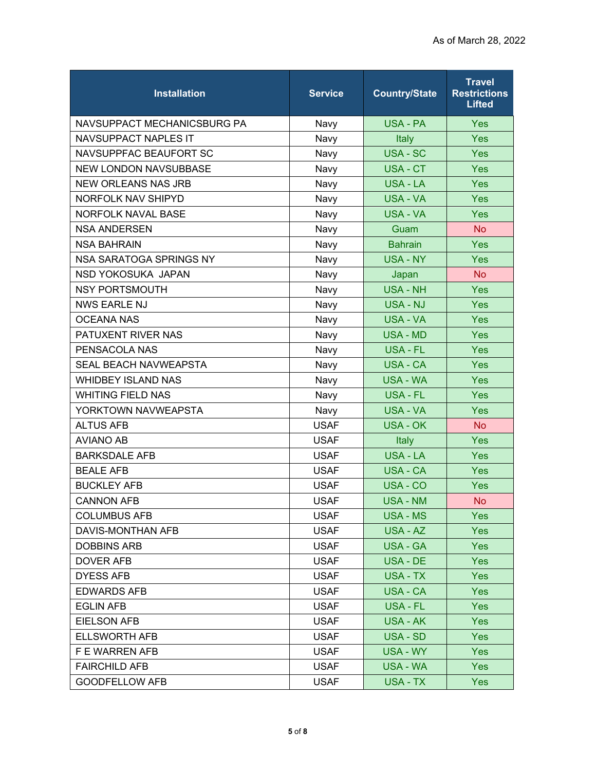As of March 28, 2022

| Installation | Service | Country/State | Travel Restrictions Lifted |
|---|---|---|---|
| NAVSUPPACT MECHANICSBURG PA | Navy | USA - PA | Yes |
| NAVSUPPACT NAPLES IT | Navy | Italy | Yes |
| NAVSUPPFAC BEAUFORT SC | Navy | USA - SC | Yes |
| NEW LONDON NAVSUBBASE | Navy | USA - CT | Yes |
| NEW ORLEANS NAS JRB | Navy | USA - LA | Yes |
| NORFOLK NAV SHIPYD | Navy | USA - VA | Yes |
| NORFOLK NAVAL BASE | Navy | USA - VA | Yes |
| NSA ANDERSEN | Navy | Guam | No |
| NSA BAHRAIN | Navy | Bahrain | Yes |
| NSA SARATOGA SPRINGS NY | Navy | USA - NY | Yes |
| NSD YOKOSUKA JAPAN | Navy | Japan | No |
| NSY PORTSMOUTH | Navy | USA - NH | Yes |
| NWS EARLE NJ | Navy | USA - NJ | Yes |
| OCEANA NAS | Navy | USA - VA | Yes |
| PATUXENT RIVER NAS | Navy | USA - MD | Yes |
| PENSACOLA NAS | Navy | USA - FL | Yes |
| SEAL BEACH NAVWEAPSTA | Navy | USA - CA | Yes |
| WHIDBEY ISLAND NAS | Navy | USA - WA | Yes |
| WHITING FIELD NAS | Navy | USA - FL | Yes |
| YORKTOWN NAVWEAPSTA | Navy | USA - VA | Yes |
| ALTUS AFB | USAF | USA - OK | No |
| AVIANO AB | USAF | Italy | Yes |
| BARKSDALE AFB | USAF | USA - LA | Yes |
| BEALE AFB | USAF | USA - CA | Yes |
| BUCKLEY AFB | USAF | USA - CO | Yes |
| CANNON AFB | USAF | USA - NM | No |
| COLUMBUS AFB | USAF | USA - MS | Yes |
| DAVIS-MONTHAN AFB | USAF | USA - AZ | Yes |
| DOBBINS ARB | USAF | USA - GA | Yes |
| DOVER AFB | USAF | USA - DE | Yes |
| DYESS AFB | USAF | USA - TX | Yes |
| EDWARDS AFB | USAF | USA - CA | Yes |
| EGLIN AFB | USAF | USA - FL | Yes |
| EIELSON AFB | USAF | USA - AK | Yes |
| ELLSWORTH AFB | USAF | USA - SD | Yes |
| F E WARREN AFB | USAF | USA - WY | Yes |
| FAIRCHILD AFB | USAF | USA - WA | Yes |
| GOODFELLOW AFB | USAF | USA - TX | Yes |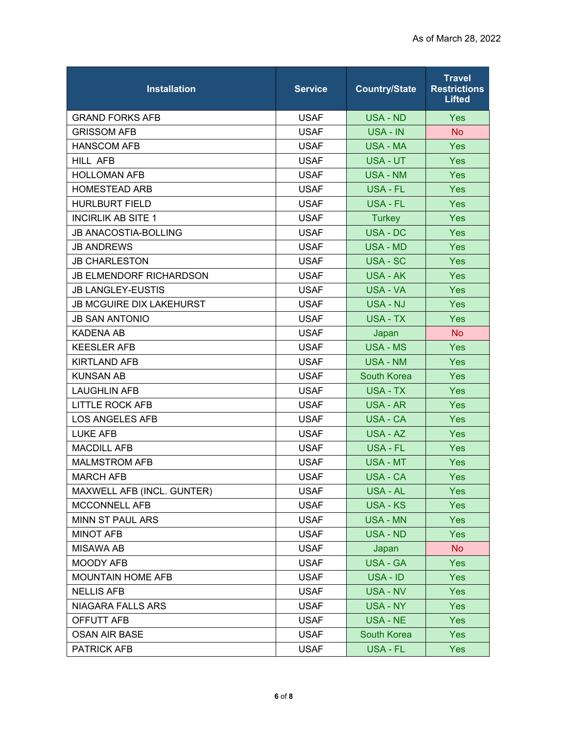As of March 28, 2022

| Installation | Service | Country/State | Travel Restrictions Lifted |
|---|---|---|---|
| GRAND FORKS AFB | USAF | USA - ND | Yes |
| GRISSOM AFB | USAF | USA - IN | No |
| HANSCOM AFB | USAF | USA - MA | Yes |
| HILL AFB | USAF | USA - UT | Yes |
| HOLLOMAN AFB | USAF | USA - NM | Yes |
| HOMESTEAD ARB | USAF | USA - FL | Yes |
| HURLBURT FIELD | USAF | USA - FL | Yes |
| INCIRLIK AB SITE 1 | USAF | Turkey | Yes |
| JB ANACOSTIA-BOLLING | USAF | USA - DC | Yes |
| JB ANDREWS | USAF | USA - MD | Yes |
| JB CHARLESTON | USAF | USA - SC | Yes |
| JB ELMENDORF RICHARDSON | USAF | USA - AK | Yes |
| JB LANGLEY-EUSTIS | USAF | USA - VA | Yes |
| JB MCGUIRE DIX LAKEHURST | USAF | USA - NJ | Yes |
| JB SAN ANTONIO | USAF | USA - TX | Yes |
| KADENA AB | USAF | Japan | No |
| KEESLER AFB | USAF | USA - MS | Yes |
| KIRTLAND AFB | USAF | USA - NM | Yes |
| KUNSAN AB | USAF | South Korea | Yes |
| LAUGHLIN AFB | USAF | USA - TX | Yes |
| LITTLE ROCK AFB | USAF | USA - AR | Yes |
| LOS ANGELES AFB | USAF | USA - CA | Yes |
| LUKE AFB | USAF | USA - AZ | Yes |
| MACDILL AFB | USAF | USA - FL | Yes |
| MALMSTROM AFB | USAF | USA - MT | Yes |
| MARCH AFB | USAF | USA - CA | Yes |
| MAXWELL AFB (INCL. GUNTER) | USAF | USA - AL | Yes |
| MCCONNELL AFB | USAF | USA - KS | Yes |
| MINN ST PAUL ARS | USAF | USA - MN | Yes |
| MINOT AFB | USAF | USA - ND | Yes |
| MISAWA AB | USAF | Japan | No |
| MOODY AFB | USAF | USA - GA | Yes |
| MOUNTAIN HOME AFB | USAF | USA - ID | Yes |
| NELLIS AFB | USAF | USA - NV | Yes |
| NIAGARA FALLS ARS | USAF | USA - NY | Yes |
| OFFUTT AFB | USAF | USA - NE | Yes |
| OSAN AIR BASE | USAF | South Korea | Yes |
| PATRICK AFB | USAF | USA - FL | Yes |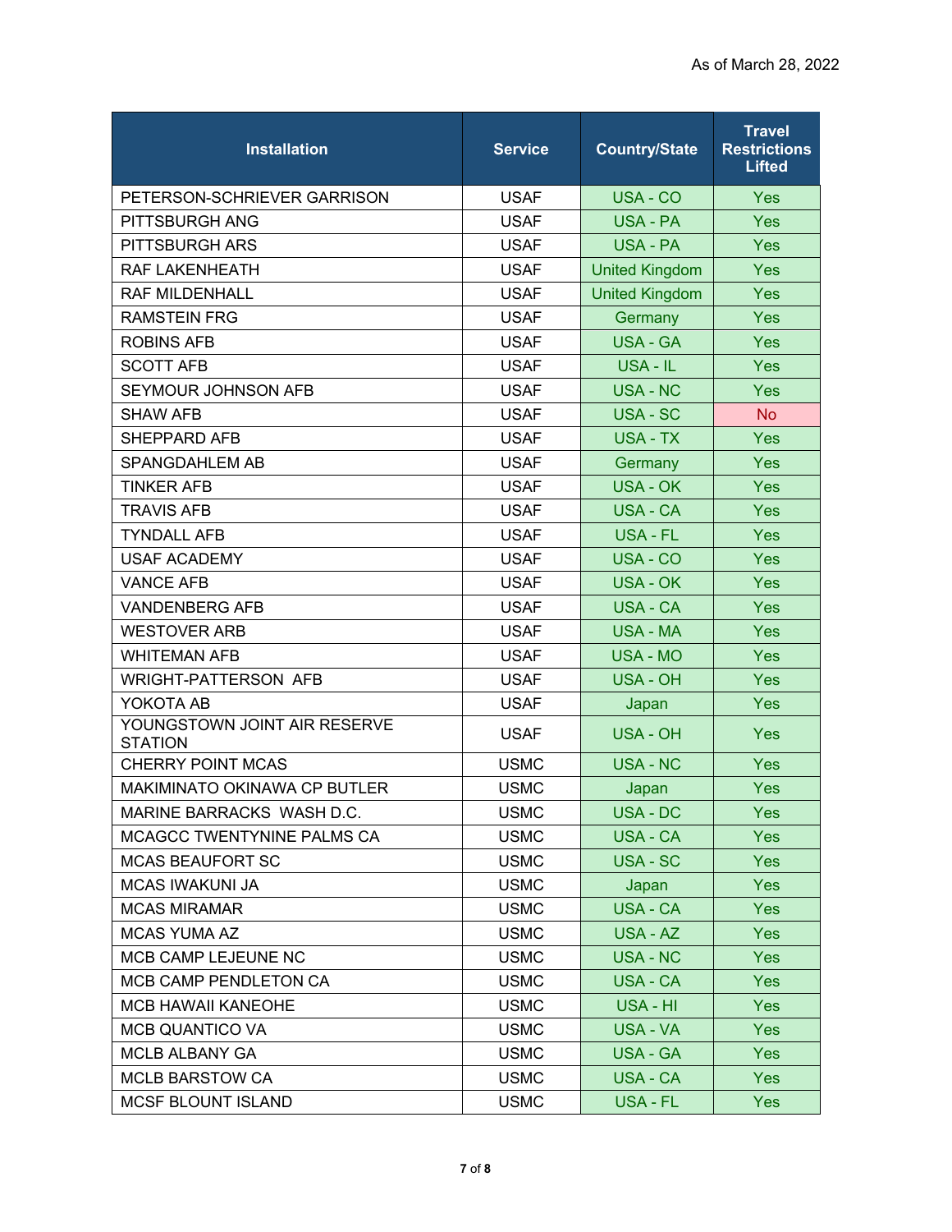As of March 28, 2022

| Installation | Service | Country/State | Travel Restrictions Lifted |
|---|---|---|---|
| PETERSON-SCHRIEVER GARRISON | USAF | USA - CO | Yes |
| PITTSBURGH ANG | USAF | USA - PA | Yes |
| PITTSBURGH ARS | USAF | USA - PA | Yes |
| RAF LAKENHEATH | USAF | United Kingdom | Yes |
| RAF MILDENHALL | USAF | United Kingdom | Yes |
| RAMSTEIN FRG | USAF | Germany | Yes |
| ROBINS AFB | USAF | USA - GA | Yes |
| SCOTT AFB | USAF | USA - IL | Yes |
| SEYMOUR JOHNSON AFB | USAF | USA - NC | Yes |
| SHAW AFB | USAF | USA - SC | No |
| SHEPPARD AFB | USAF | USA - TX | Yes |
| SPANGDAHLEM AB | USAF | Germany | Yes |
| TINKER AFB | USAF | USA - OK | Yes |
| TRAVIS AFB | USAF | USA - CA | Yes |
| TYNDALL AFB | USAF | USA - FL | Yes |
| USAF ACADEMY | USAF | USA - CO | Yes |
| VANCE AFB | USAF | USA - OK | Yes |
| VANDENBERG AFB | USAF | USA - CA | Yes |
| WESTOVER ARB | USAF | USA - MA | Yes |
| WHITEMAN AFB | USAF | USA - MO | Yes |
| WRIGHT-PATTERSON AFB | USAF | USA - OH | Yes |
| YOKOTA AB | USAF | Japan | Yes |
| YOUNGSTOWN JOINT AIR RESERVE STATION | USAF | USA - OH | Yes |
| CHERRY POINT MCAS | USMC | USA - NC | Yes |
| MAKIMINATO OKINAWA CP BUTLER | USMC | Japan | Yes |
| MARINE BARRACKS WASH D.C. | USMC | USA - DC | Yes |
| MCAGCC TWENTYNINE PALMS CA | USMC | USA - CA | Yes |
| MCAS BEAUFORT SC | USMC | USA - SC | Yes |
| MCAS IWAKUNI JA | USMC | Japan | Yes |
| MCAS MIRAMAR | USMC | USA - CA | Yes |
| MCAS YUMA AZ | USMC | USA - AZ | Yes |
| MCB CAMP LEJEUNE NC | USMC | USA - NC | Yes |
| MCB CAMP PENDLETON CA | USMC | USA - CA | Yes |
| MCB HAWAII KANEOHE | USMC | USA - HI | Yes |
| MCB QUANTICO VA | USMC | USA - VA | Yes |
| MCLB ALBANY GA | USMC | USA - GA | Yes |
| MCLB BARSTOW CA | USMC | USA - CA | Yes |
| MCSF BLOUNT ISLAND | USMC | USA - FL | Yes |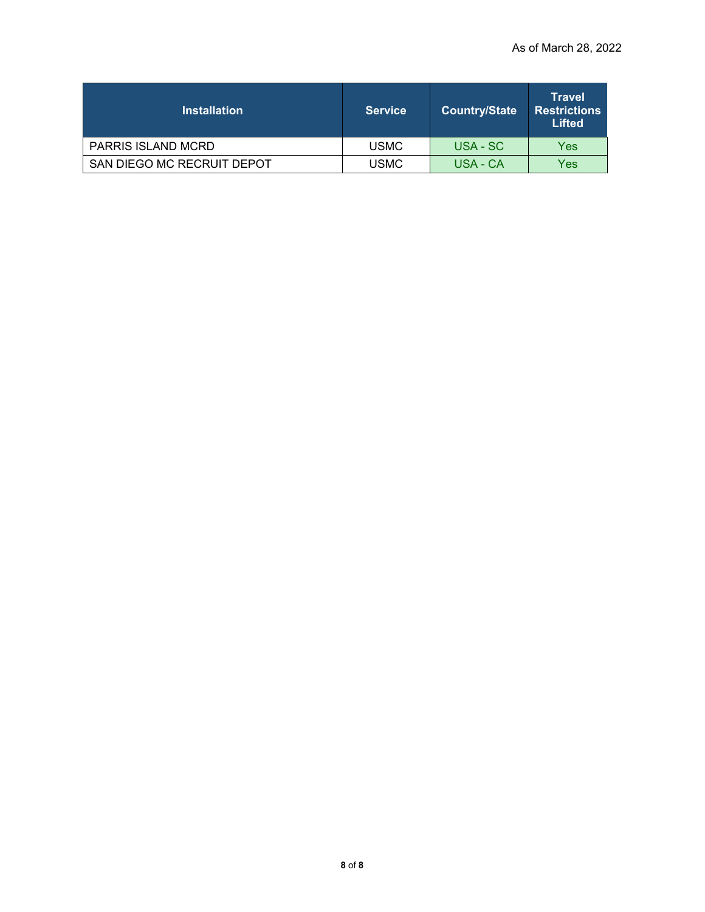As of March 28, 2022

| Installation | Service | Country/State | Travel Restrictions Lifted |
|---|---|---|---|
| PARRIS ISLAND MCRD | USMC | USA - SC | Yes |
| SAN DIEGO MC RECRUIT DEPOT | USMC | USA - CA | Yes |